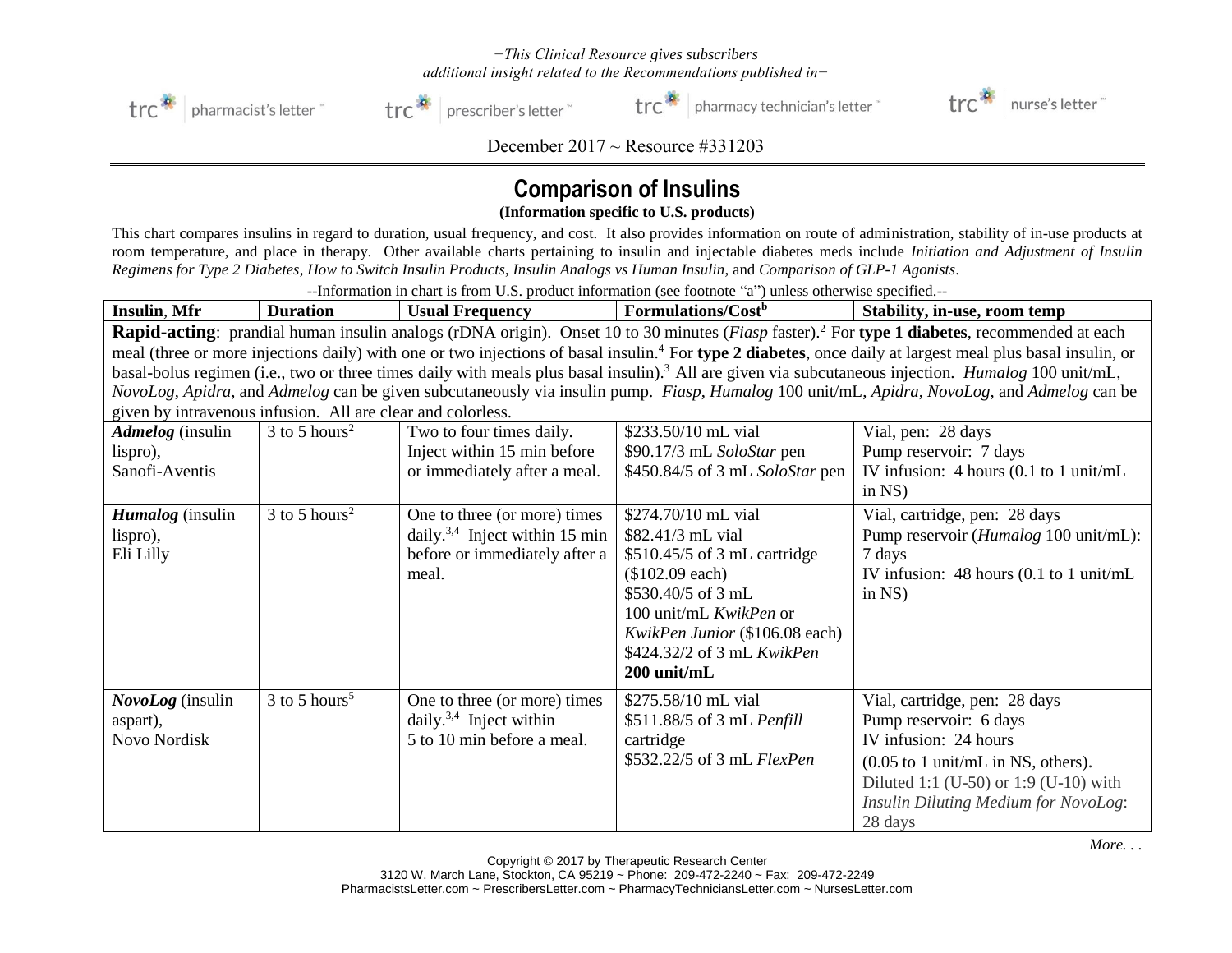*−This Clinical Resource gives subscribers additional insight related to the Recommendations published in−*

trc pharmacist's letter ~ trc prescriber's letter ~ trc pharmacy technician's letter ~ trc nurse's letter

December 2017 ~ Resource #331203

# Comparison of Insulins

**(Information specific to U.S. products)**

This chart compares insulins in regard to duration, usual frequency, and cost. It also provides information on route of administration, stability of in-use products at room temperature, and place in therapy. Other available charts pertaining to insulin and injectable diabetes meds include *Initiation and Adjustment of Insulin Regimens for Type 2 Diabetes*, *How to Switch Insulin Products*, *Insulin Analogs vs Human Insulin*, and *Comparison of GLP-1 Agonists*.

--Information in chart is from U.S. product information (see footnote "a") unless otherwise specified.--

| Insulin, Mfr | Duration | Usual Frequency | Formulations/Cost[b] | Stability, in-use, room temp |
|---|---|---|---|---|
| **Rapid-acting**: prandial human insulin analogs (rDNA origin). Onset 10 to 30 minutes (*Fiasp* faster).[2] For **type 1 diabetes**, recommended at each meal (three or more injections daily) with one or two injections of basal insulin.[4] For **type 2 diabetes**, once daily at largest meal plus basal insulin, or basal-bolus regimen (i.e., two or three times daily with meals plus basal insulin).[3] All are given via subcutaneous injection. *Humalog* 100 unit/mL, *NovoLog*, *Apidra*, and *Admelog* can be given subcutaneously via insulin pump. *Fiasp*, *Humalog* 100 unit/mL, *Apidra*, *NovoLog*, and *Admelog* can be given by intravenous infusion. All are clear and colorless. | | | | |
| ***Admelog*** (insulin lispro), Sanofi-Aventis | 3 to 5 hours[2] | Two to four times daily. Inject within 15 min before or immediately after a meal. | $233.50/10 mL vial<br>$90.17/3 mL *SoloStar* pen<br>$450.84/5 of 3 mL *SoloStar* pen | Vial, pen: 28 days<br>Pump reservoir: 7 days<br>IV infusion: 4 hours (0.1 to 1 unit/mL in NS) |
| ***Humalog*** (insulin lispro), Eli Lilly | 3 to 5 hours[2] | One to three (or more) times daily.[3,4] Inject within 15 min before or immediately after a meal. | $274.70/10 mL vial<br>$82.41/3 mL vial<br>$510.45/5 of 3 mL cartridge ($102.09 each)<br>$530.40/5 of 3 mL 100 unit/mL *KwikPen* or *KwikPen Junior* ($106.08 each)<br>$424.32/2 of 3 mL *KwikPen* **200 unit/mL** | Vial, cartridge, pen: 28 days<br>Pump reservoir (*Humalog* 100 unit/mL): 7 days<br>IV infusion: 48 hours (0.1 to 1 unit/mL in NS) |
| ***NovoLog*** (insulin aspart), Novo Nordisk | 3 to 5 hours[5] | One to three (or more) times daily.[3,4] Inject within 5 to 10 min before a meal. | $275.58/10 mL vial<br>$511.88/5 of 3 mL *Penfill* cartridge<br>$532.22/5 of 3 mL *FlexPen* | Vial, cartridge, pen: 28 days<br>Pump reservoir: 6 days<br>IV infusion: 24 hours (0.05 to 1 unit/mL in NS, others).<br>Diluted 1:1 (U-50) or 1:9 (U-10) with *Insulin Diluting Medium for NovoLog*: 28 days |

*More. . .*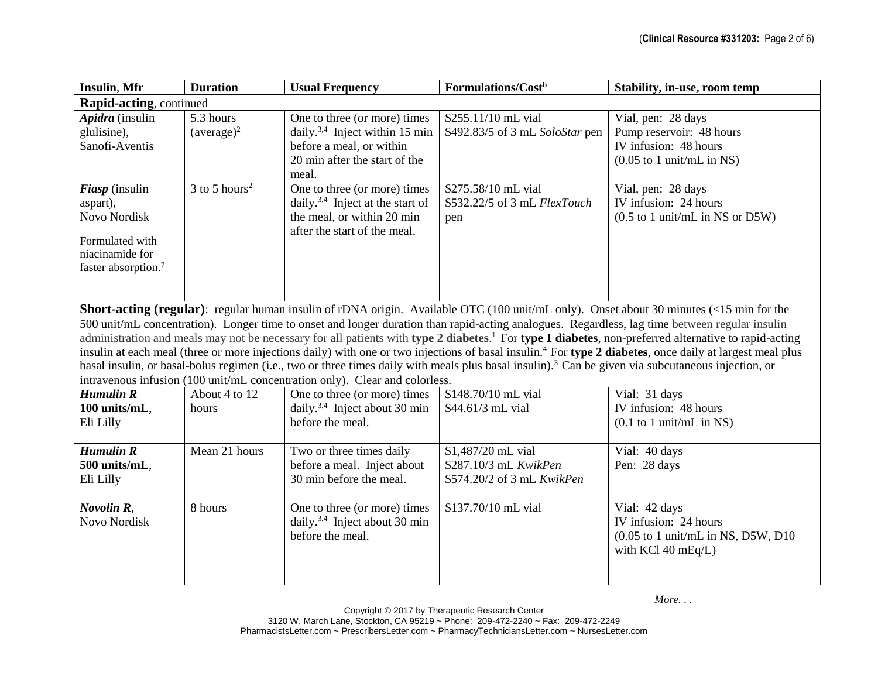| Insulin, Mfr | Duration | Usual Frequency | Formulations/Cost[b] | Stability, in-use, room temp |
|---|---|---|---|---|
| **Rapid-acting**, continued | | | | |
| ***Apidra*** (insulin glulisine), Sanofi-Aventis | 5.3 hours (average)[2] | One to three (or more) times daily.[3,4] Inject within 15 min before a meal, or within 20 min after the start of the meal. | \$255.11/10 mL vial<br>\$492.83/5 of 3 mL *SoloStar* pen | Vial, pen: 28 days<br>Pump reservoir: 48 hours<br>IV infusion: 48 hours<br>(0.05 to 1 unit/mL in NS) |
| ***Fiasp*** (insulin aspart), Novo Nordisk<br><br>Formulated with niacinamide for faster absorption.[7] | 3 to 5 hours[2] | One to three (or more) times daily.[3,4] Inject at the start of the meal, or within 20 min after the start of the meal. | \$275.58/10 mL vial<br>\$532.22/5 of 3 mL *FlexTouch* pen | Vial, pen: 28 days<br>IV infusion: 24 hours<br>(0.5 to 1 unit/mL in NS or D5W) |
| **Short-acting (regular)**: regular human insulin of rDNA origin. Available OTC (100 unit/mL only). Onset about 30 minutes (<15 min for the 500 unit/mL concentration). Longer time to onset and longer duration than rapid-acting analogues. Regardless, lag time between regular insulin administration and meals may not be necessary for all patients with **type 2 diabetes**.[1] For **type 1 diabetes**, non-preferred alternative to rapid-acting insulin at each meal (three or more injections daily) with one or two injections of basal insulin.[4] For **type 2 diabetes**, once daily at largest meal plus basal insulin, or basal-bolus regimen (i.e., two or three times daily with meals plus basal insulin).[3] Can be given via subcutaneous injection, or intravenous infusion (100 unit/mL concentration only). Clear and colorless. | | | | |
| ***Humulin R*** **100 units/mL**, Eli Lilly | About 4 to 12 hours | One to three (or more) times daily.[3,4] Inject about 30 min before the meal. | \$148.70/10 mL vial<br>\$44.61/3 mL vial | Vial: 31 days<br>IV infusion: 48 hours<br>(0.1 to 1 unit/mL in NS) |
| ***Humulin R*** **500 units/mL**, Eli Lilly | Mean 21 hours | Two or three times daily before a meal. Inject about 30 min before the meal. | \$1,487/20 mL vial<br>\$287.10/3 mL *KwikPen*<br>\$574.20/2 of 3 mL *KwikPen* | Vial: 40 days<br>Pen: 28 days |
| ***Novolin R***, Novo Nordisk | 8 hours | One to three (or more) times daily.[3,4] Inject about 30 min before the meal. | \$137.70/10 mL vial | Vial: 42 days<br>IV infusion: 24 hours<br>(0.05 to 1 unit/mL in NS, D5W, D10 with KCl 40 mEq/L) |

*More. . .*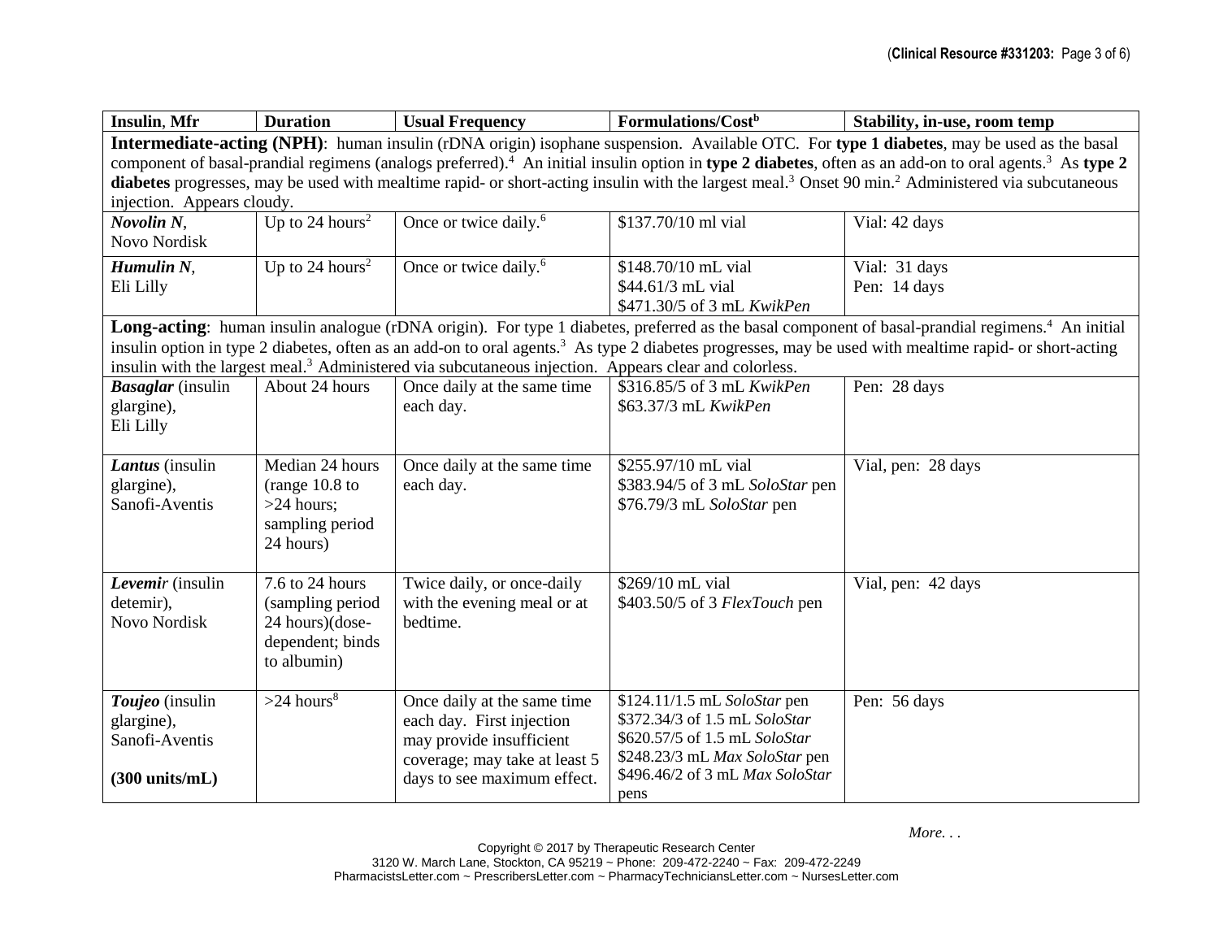| **Insulin**, **Mfr** | **Duration** | **Usual Frequency** | **Formulations/Cost**[b] | **Stability, in-use, room temp** |
| --- | --- | --- | --- | --- |
| **Intermediate-acting (NPH)**: human insulin (rDNA origin) isophane suspension. Available OTC. For **type 1 diabetes**, may be used as the basal component of basal-prandial regimens (analogs preferred).[4] An initial insulin option in **type 2 diabetes**, often as an add-on to oral agents.[3] As **type 2 diabetes** progresses, may be used with mealtime rapid- or short-acting insulin with the largest meal.[3] Onset 90 min.[2] Administered via subcutaneous injection. Appears cloudy. | | | | |
| ***Novolin N***, Novo Nordisk | Up to 24 hours[2] | Once or twice daily.[6] | $137.70/10 ml vial | Vial: 42 days |
| ***Humulin N***, Eli Lilly | Up to 24 hours[2] | Once or twice daily.[6] | $148.70/10 mL vial<br>$44.61/3 mL vial<br>$471.30/5 of 3 mL *KwikPen* | Vial: 31 days<br>Pen: 14 days |
| **Long-acting**: human insulin analogue (rDNA origin). For type 1 diabetes, preferred as the basal component of basal-prandial regimens.[4] An initial insulin option in type 2 diabetes, often as an add-on to oral agents.[3] As type 2 diabetes progresses, may be used with mealtime rapid- or short-acting insulin with the largest meal.[3] Administered via subcutaneous injection. Appears clear and colorless. | | | | |
| ***Basaglar*** (insulin glargine), Eli Lilly | About 24 hours | Once daily at the same time each day. | $316.85/5 of 3 mL *KwikPen*<br>$63.37/3 mL *KwikPen* | Pen: 28 days |
| ***Lantus*** (insulin glargine), Sanofi-Aventis | Median 24 hours (range 10.8 to >24 hours; sampling period 24 hours) | Once daily at the same time each day. | $255.97/10 mL vial<br>$383.94/5 of 3 mL *SoloStar* pen<br>$76.79/3 mL *SoloStar* pen | Vial, pen: 28 days |
| ***Levemir*** (insulin detemir), Novo Nordisk | 7.6 to 24 hours (sampling period 24 hours)(dose-dependent; binds to albumin) | Twice daily, or once-daily with the evening meal or at bedtime. | $269/10 mL vial<br>$403.50/5 of 3 *FlexTouch* pen | Vial, pen: 42 days |
| ***Toujeo*** (insulin glargine), Sanofi-Aventis<br><br>**(300 units/mL)** | >24 hours[8] | Once daily at the same time each day. First injection may provide insufficient coverage; may take at least 5 days to see maximum effect. | $124.11/1.5 mL *SoloStar* pen<br>$372.34/3 of 1.5 mL *SoloStar*<br>$620.57/5 of 1.5 mL *SoloStar*<br>$248.23/3 mL *Max SoloStar* pen<br>$496.46/2 of 3 mL *Max SoloStar* pens | Pen: 56 days |

*More. . .*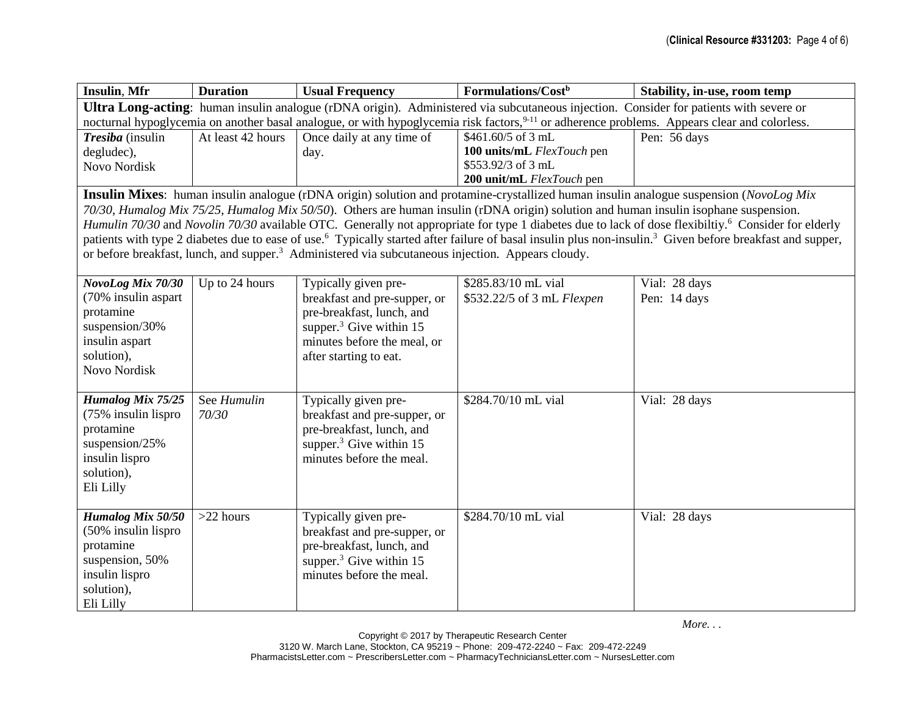| Insulin, Mfr | Duration | Usual Frequency | Formulations/Cost[b] | Stability, in-use, room temp |
|---|---|---|---|---|
| **Ultra Long-acting**: human insulin analogue (rDNA origin). Administered via subcutaneous injection. Consider for patients with severe or nocturnal hypoglycemia on another basal analogue, or with hypoglycemia risk factors,[9-11] or adherence problems. Appears clear and colorless. | | | | |
| ***Tresiba*** (insulin degludec), Novo Nordisk | At least 42 hours | Once daily at any time of day. | \$461.60/5 of 3 mL **100 units/mL** *FlexTouch* pen<br>\$553.92/3 of 3 mL **200 unit/mL** *FlexTouch* pen | Pen: 56 days |
| **Insulin Mixes**: human insulin analogue (rDNA origin) solution and protamine-crystallized human insulin analogue suspension (*NovoLog Mix 70/30*, *Humalog Mix 75/25*, *Humalog Mix 50/50*). Others are human insulin (rDNA origin) solution and human insulin isophane suspension. *Humulin 70/30* and *Novolin 70/30* available OTC. Generally not appropriate for type 1 diabetes due to lack of dose flexibiltiy.[6] Consider for elderly patients with type 2 diabetes due to ease of use.[6] Typically started after failure of basal insulin plus non-insulin.[3] Given before breakfast and supper, or before breakfast, lunch, and supper.[3] Administered via subcutaneous injection. Appears cloudy. | | | | |
| ***NovoLog Mix 70/30*** (70% insulin aspart protamine suspension/30% insulin aspart solution), Novo Nordisk | Up to 24 hours | Typically given pre-breakfast and pre-supper, or pre-breakfast, lunch, and supper.[3] Give within 15 minutes before the meal, or after starting to eat. | \$285.83/10 mL vial<br>\$532.22/5 of 3 mL *Flexpen* | Vial: 28 days<br>Pen: 14 days |
| ***Humalog Mix 75/25*** (75% insulin lispro protamine suspension/25% insulin lispro solution), Eli Lilly | See *Humulin 70/30* | Typically given pre-breakfast and pre-supper, or pre-breakfast, lunch, and supper.[3] Give within 15 minutes before the meal. | \$284.70/10 mL vial | Vial: 28 days |
| ***Humalog Mix 50/50*** (50% insulin lispro protamine suspension, 50% insulin lispro solution), Eli Lilly | >22 hours | Typically given pre-breakfast and pre-supper, or pre-breakfast, lunch, and supper.[3] Give within 15 minutes before the meal. | \$284.70/10 mL vial | Vial: 28 days |

*More. . .*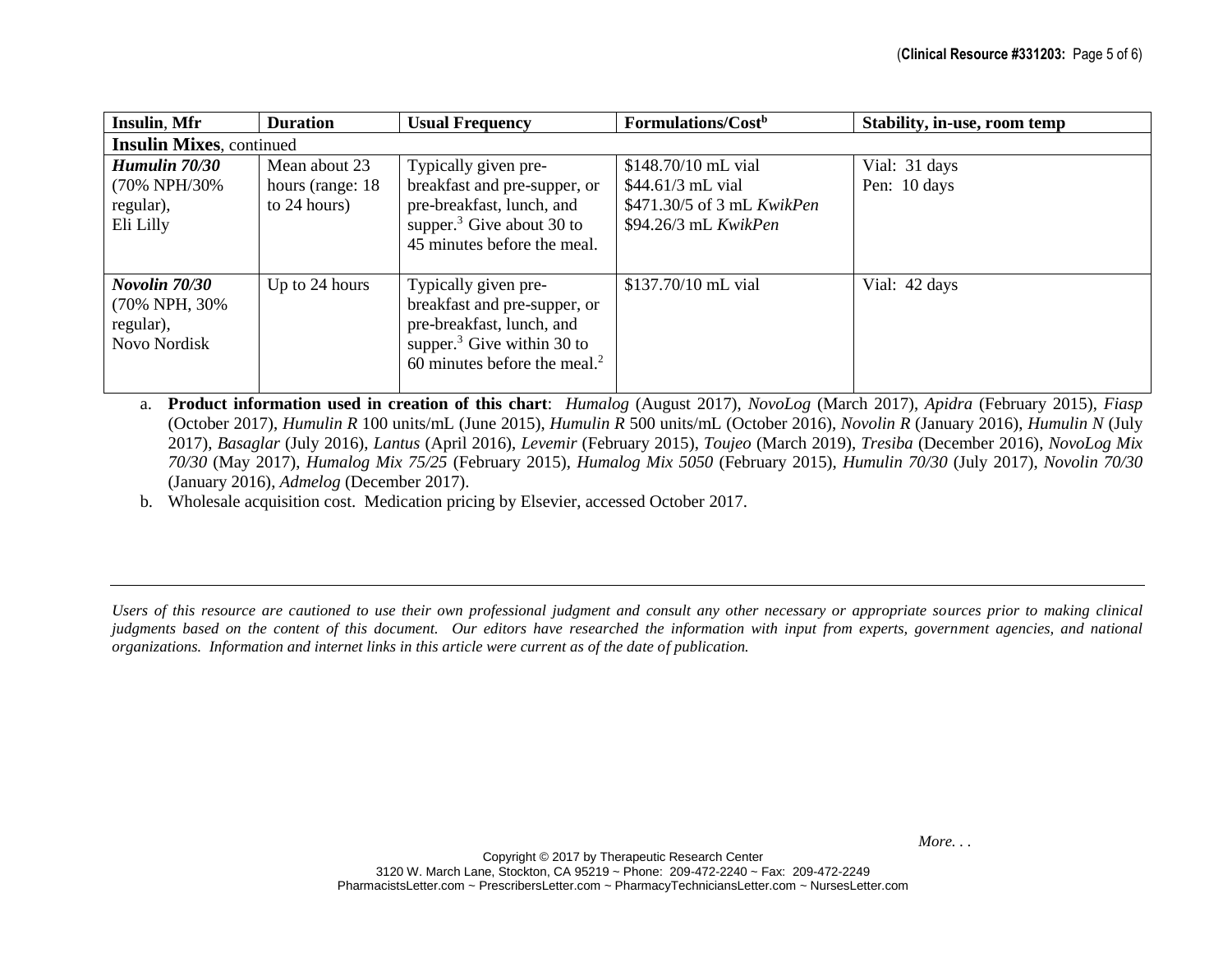| Insulin, Mfr | Duration | Usual Frequency | Formulations/Cost[b] | Stability, in-use, room temp |
|---|---|---|---|---|
| **Insulin Mixes**, continued | | | | |
| ***Humulin 70/30*** (70% NPH/30% regular), Eli Lilly | Mean about 23 hours (range: 18 to 24 hours) | Typically given pre-breakfast and pre-supper, or pre-breakfast, lunch, and supper.[3] Give about 30 to 45 minutes before the meal. | $148.70/10 mL vial<br>$44.61/3 mL vial<br>$471.30/5 of 3 mL *KwikPen*<br>$94.26/3 mL *KwikPen* | Vial: 31 days<br>Pen: 10 days |
| ***Novolin 70/30*** (70% NPH, 30% regular), Novo Nordisk | Up to 24 hours | Typically given pre-breakfast and pre-supper, or pre-breakfast, lunch, and supper.[3] Give within 30 to 60 minutes before the meal.[2] | $137.70/10 mL vial | Vial: 42 days |

a. **Product information used in creation of this chart**: *Humalog* (August 2017), *NovoLog* (March 2017), *Apidra* (February 2015), *Fiasp* (October 2017), *Humulin R* 100 units/mL (June 2015), *Humulin R* 500 units/mL (October 2016), *Novolin R* (January 2016), *Humulin N* (July 2017), *Basaglar* (July 2016), *Lantus* (April 2016), *Levemir* (February 2015), *Toujeo* (March 2019), *Tresiba* (December 2016), *NovoLog Mix 70/30* (May 2017), *Humalog Mix 75/25* (February 2015), *Humalog Mix 5050* (February 2015), *Humulin 70/30* (July 2017), *Novolin 70/30* (January 2016), *Admelog* (December 2017).

b. Wholesale acquisition cost. Medication pricing by Elsevier, accessed October 2017.

---

*Users of this resource are cautioned to use their own professional judgment and consult any other necessary or appropriate sources prior to making clinical judgments based on the content of this document. Our editors have researched the information with input from experts, government agencies, and national organizations. Information and internet links in this article were current as of the date of publication.*

*More. . .*

Copyright © 2017 by Therapeutic Research Center
3120 W. March Lane, Stockton, CA 95219 ~ Phone: 209-472-2240 ~ Fax: 209-472-2249
PharmacistsLetter.com ~ PrescribersLetter.com ~ PharmacyTechniciansLetter.com ~ NursesLetter.com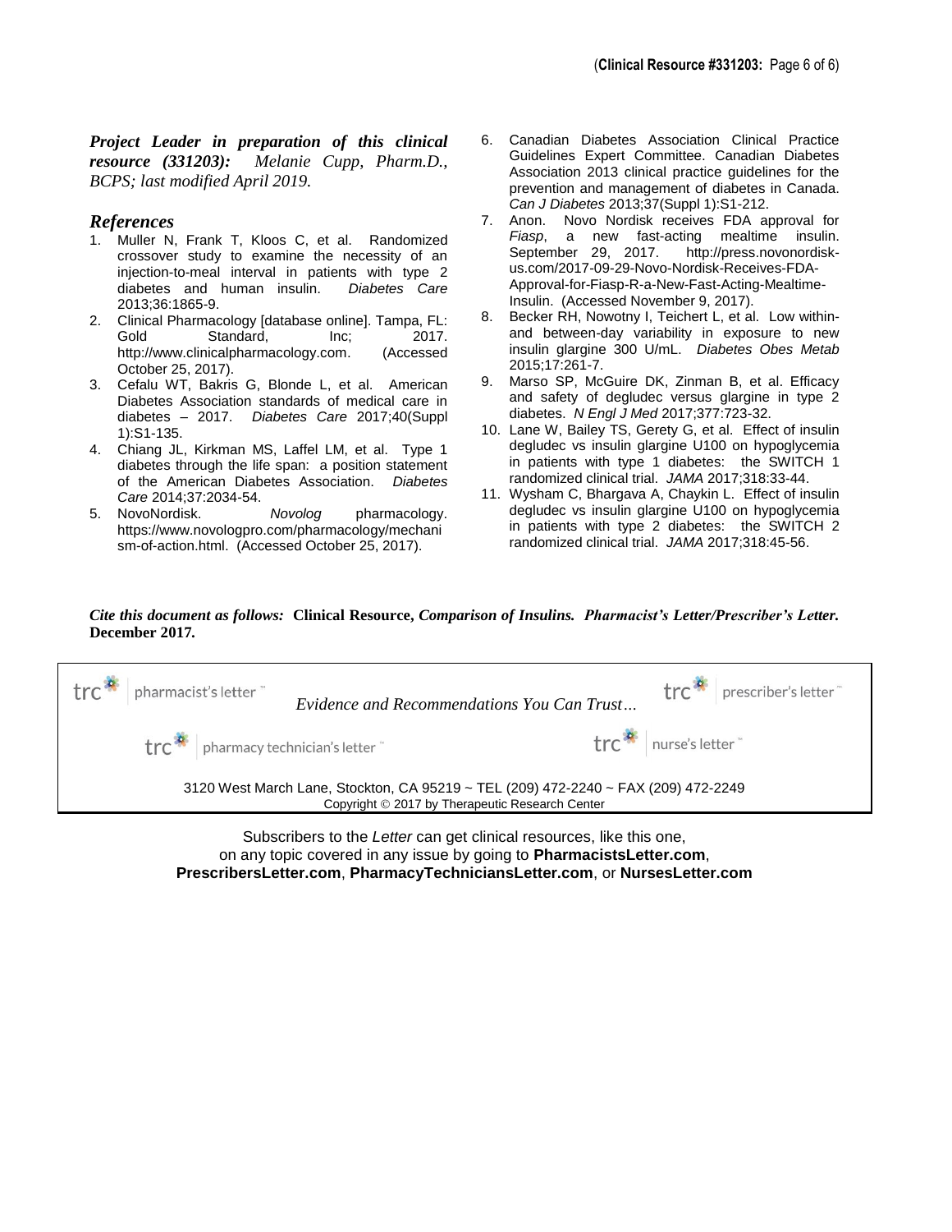***Project Leader in preparation of this clinical resource (331203):** Melanie Cupp, Pharm.D., BCPS; last modified April 2019.*

## *References*

1. Muller N, Frank T, Kloos C, et al. Randomized crossover study to examine the necessity of an injection-to-meal interval in patients with type 2 diabetes and human insulin. *Diabetes Care* 2013;36:1865-9.
2. Clinical Pharmacology [database online]. Tampa, FL: Gold Standard, Inc; 2017. http://www.clinicalpharmacology.com. (Accessed October 25, 2017).
3. Cefalu WT, Bakris G, Blonde L, et al. American Diabetes Association standards of medical care in diabetes – 2017. *Diabetes Care* 2017;40(Suppl 1):S1-135.
4. Chiang JL, Kirkman MS, Laffel LM, et al. Type 1 diabetes through the life span: a position statement of the American Diabetes Association. *Diabetes Care* 2014;37:2034-54.
5. NovoNordisk. *Novolog* pharmacology. https://www.novologpro.com/pharmacology/mechanism-of-action.html. (Accessed October 25, 2017).
6. Canadian Diabetes Association Clinical Practice Guidelines Expert Committee. Canadian Diabetes Association 2013 clinical practice guidelines for the prevention and management of diabetes in Canada. *Can J Diabetes* 2013;37(Suppl 1):S1-212.
7. Anon. Novo Nordisk receives FDA approval for *Fiasp*, a new fast-acting mealtime insulin. September 29, 2017. http://press.novonordisk-us.com/2017-09-29-Novo-Nordisk-Receives-FDA-Approval-for-Fiasp-R-a-New-Fast-Acting-Mealtime-Insulin. (Accessed November 9, 2017).
8. Becker RH, Nowotny I, Teichert L, et al. Low within- and between-day variability in exposure to new insulin glargine 300 U/mL. *Diabetes Obes Metab* 2015;17:261-7.
9. Marso SP, McGuire DK, Zinman B, et al. Efficacy and safety of degludec versus glargine in type 2 diabetes. *N Engl J Med* 2017;377:723-32.
10. Lane W, Bailey TS, Gerety G, et al. Effect of insulin degludec vs insulin glargine U100 on hypoglycemia in patients with type 1 diabetes: the SWITCH 1 randomized clinical trial. *JAMA* 2017;318:33-44.
11. Wysham C, Bhargava A, Chaykin L. Effect of insulin degludec vs insulin glargine U100 on hypoglycemia in patients with type 2 diabetes: the SWITCH 2 randomized clinical trial. *JAMA* 2017;318:45-56.

***Cite this document as follows:*** **Clinical Resource, *Comparison of Insulins. Pharmacist's Letter/Prescriber's Letter.* December 2017.**

trc pharmacist's letter | *Evidence and Recommendations You Can Trust…* | trc prescriber's letter

trc pharmacy technician's letter | trc nurse's letter

3120 West March Lane, Stockton, CA 95219 ~ TEL (209) 472-2240 ~ FAX (209) 472-2249
Copyright © 2017 by Therapeutic Research Center

Subscribers to the *Letter* can get clinical resources, like this one, on any topic covered in any issue by going to **PharmacistsLetter.com**, **PrescribersLetter.com**, **PharmacyTechniciansLetter.com**, or **NursesLetter.com**